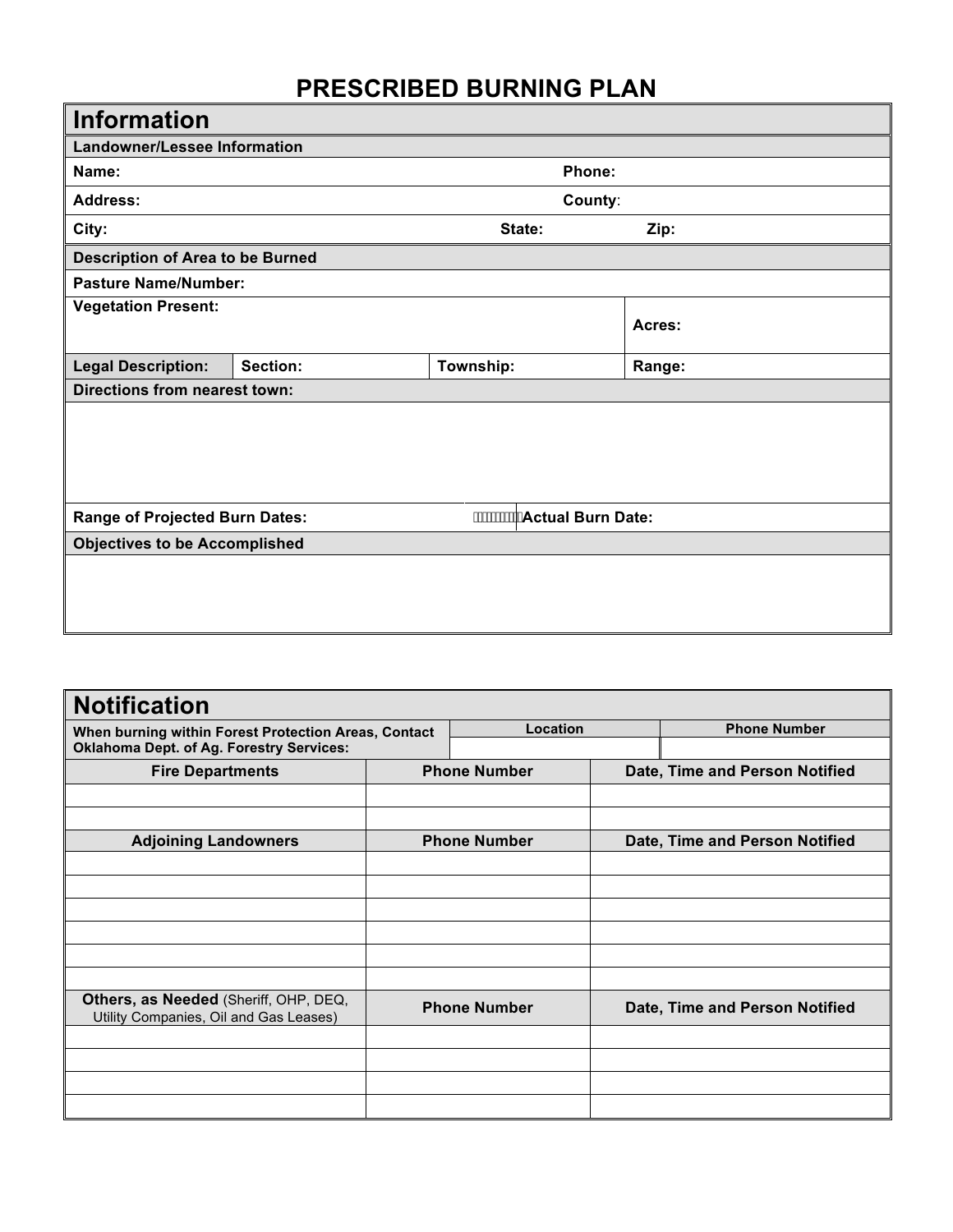# PRESCRIBED BURNING PLAN

## Information

| Landowner/Lessee Information | | | |
|---|---|---|---|
| **Name:** | | **Phone:** | |
| **Address:** | | **County:** | |
| **City:** | **State:** | **Zip:** | |

| Description of Area to be Burned | | | |
|---|---|---|---|
| **Pasture Name/Number:** | | | |
| **Vegetation Present:** | | | **Acres:** |
| **Legal Description:** | **Section:** | **Township:** | **Range:** |

**Directions from nearest town:**

| | |
|---|---|
| **Range of Projected Burn Dates:** | **Actual Burn Date:** |

**Objectives to be Accomplished**

## Notification

| When burning within Forest Protection Areas, Contact Oklahoma Dept. of Ag. Forestry Services: | Location | Phone Number |
|---|---|---|
| | | |

| Fire Departments | Phone Number | Date, Time and Person Notified |
|---|---|---|
| | | |
| | | |

| Adjoining Landowners | Phone Number | Date, Time and Person Notified |
|---|---|---|
| | | |
| | | |
| | | |
| | | |
| | | |
| | | |

| **Others, as Needed** (Sheriff, OHP, DEQ, Utility Companies, Oil and Gas Leases) | Phone Number | Date, Time and Person Notified |
|---|---|---|
| | | |
| | | |
| | | |
| | | |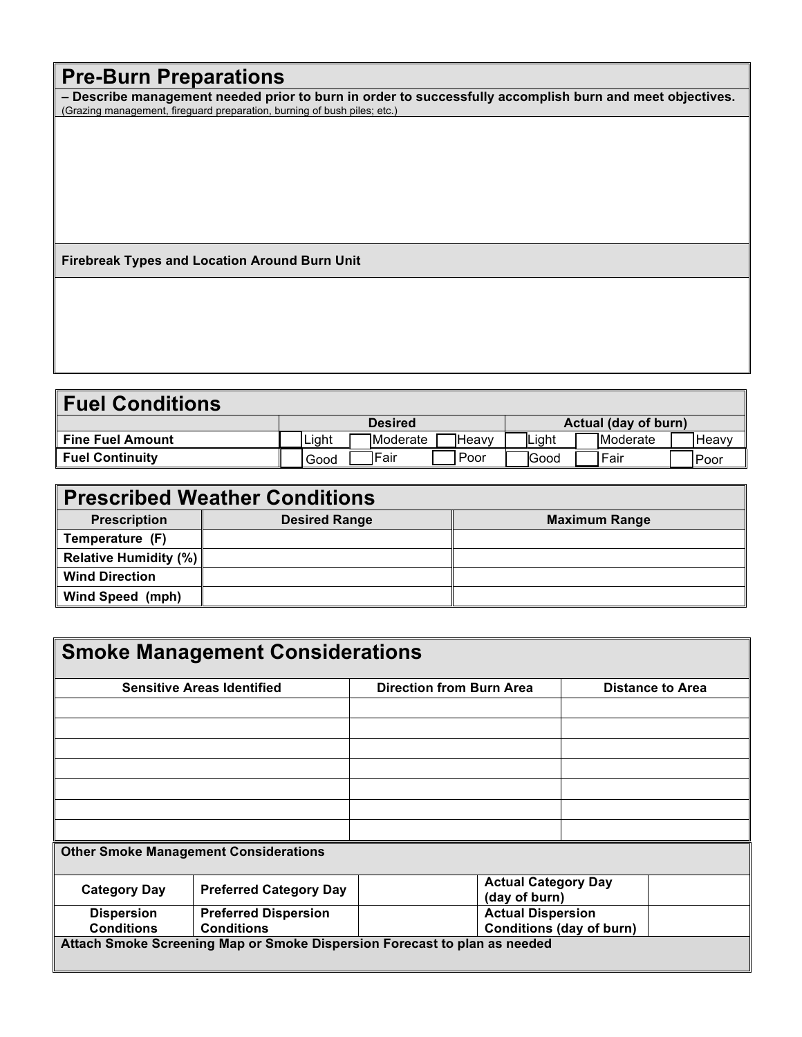## Pre-Burn Preparations

**– Describe management needed prior to burn in order to successfully accomplish burn and meet objectives.**
(Grazing management, fireguard preparation, burning of bush piles; etc.)

**Firebreak Types and Location Around Burn Unit**

## Fuel Conditions

| | Desired | | | Actual (day of burn) | | |
|---|---|---|---|---|---|---|
| **Fine Fuel Amount** | ☐ Light | ☐ Moderate | ☐ Heavy | ☐ Light | ☐ Moderate | ☐ Heavy |
| **Fuel Continuity** | ☐ Good | ☐ Fair | ☐ Poor | ☐ Good | ☐ Fair | ☐ Poor |

## Prescribed Weather Conditions

| Prescription | Desired Range | Maximum Range |
|---|---|---|
| **Temperature (F)** | | |
| **Relative Humidity (%)** | | |
| **Wind Direction** | | |
| **Wind Speed (mph)** | | |

## Smoke Management Considerations

| Sensitive Areas Identified | Direction from Burn Area | Distance to Area |
|---|---|---|
| | | |
| | | |
| | | |
| | | |
| | | |
| | | |
| | | |

**Other Smoke Management Considerations**

| | | | | |
|---|---|---|---|---|
| **Category Day** | **Preferred Category Day** | | **Actual Category Day (day of burn)** | |
| **Dispersion Conditions** | **Preferred Dispersion Conditions** | | **Actual Dispersion Conditions (day of burn)** | |

**Attach Smoke Screening Map or Smoke Dispersion Forecast to plan as needed**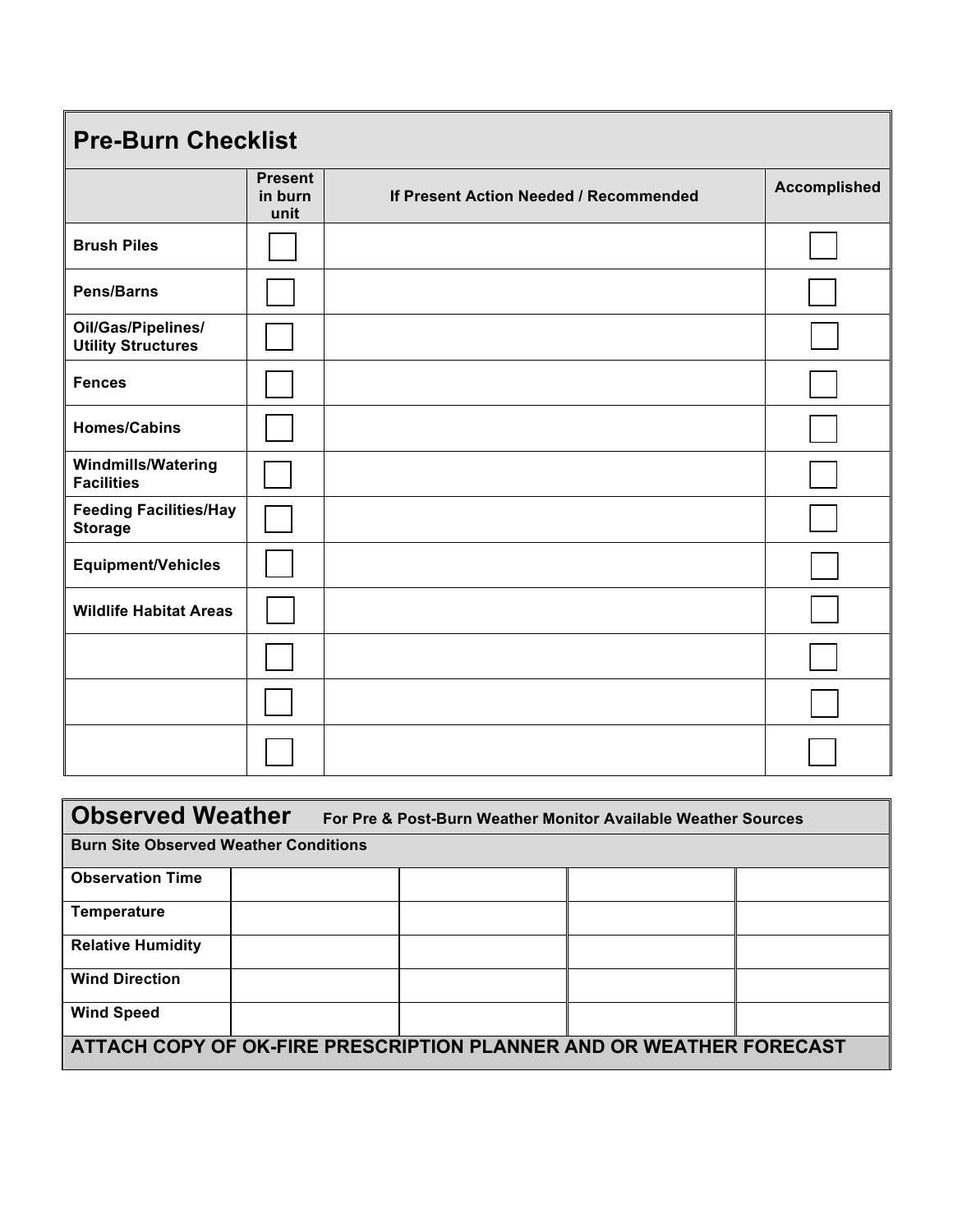## Pre-Burn Checklist

| | Present in burn unit | If Present Action Needed / Recommended | Accomplished |
|---|---|---|---|
| **Brush Piles** | ☐ | | ☐ |
| **Pens/Barns** | ☐ | | ☐ |
| **Oil/Gas/Pipelines/ Utility Structures** | ☐ | | ☐ |
| **Fences** | ☐ | | ☐ |
| **Homes/Cabins** | ☐ | | ☐ |
| **Windmills/Watering Facilities** | ☐ | | ☐ |
| **Feeding Facilities/Hay Storage** | ☐ | | ☐ |
| **Equipment/Vehicles** | ☐ | | ☐ |
| **Wildlife Habitat Areas** | ☐ | | ☐ |
| | ☐ | | ☐ |
| | ☐ | | ☐ |
| | ☐ | | ☐ |

## Observed Weather

**For Pre & Post-Burn Weather Monitor Available Weather Sources**

**Burn Site Observed Weather Conditions**

| | | | | |
|---|---|---|---|---|
| **Observation Time** | | | | |
| **Temperature** | | | | |
| **Relative Humidity** | | | | |
| **Wind Direction** | | | | |
| **Wind Speed** | | | | |

**ATTACH COPY OF OK-FIRE PRESCRIPTION PLANNER AND OR WEATHER FORECAST**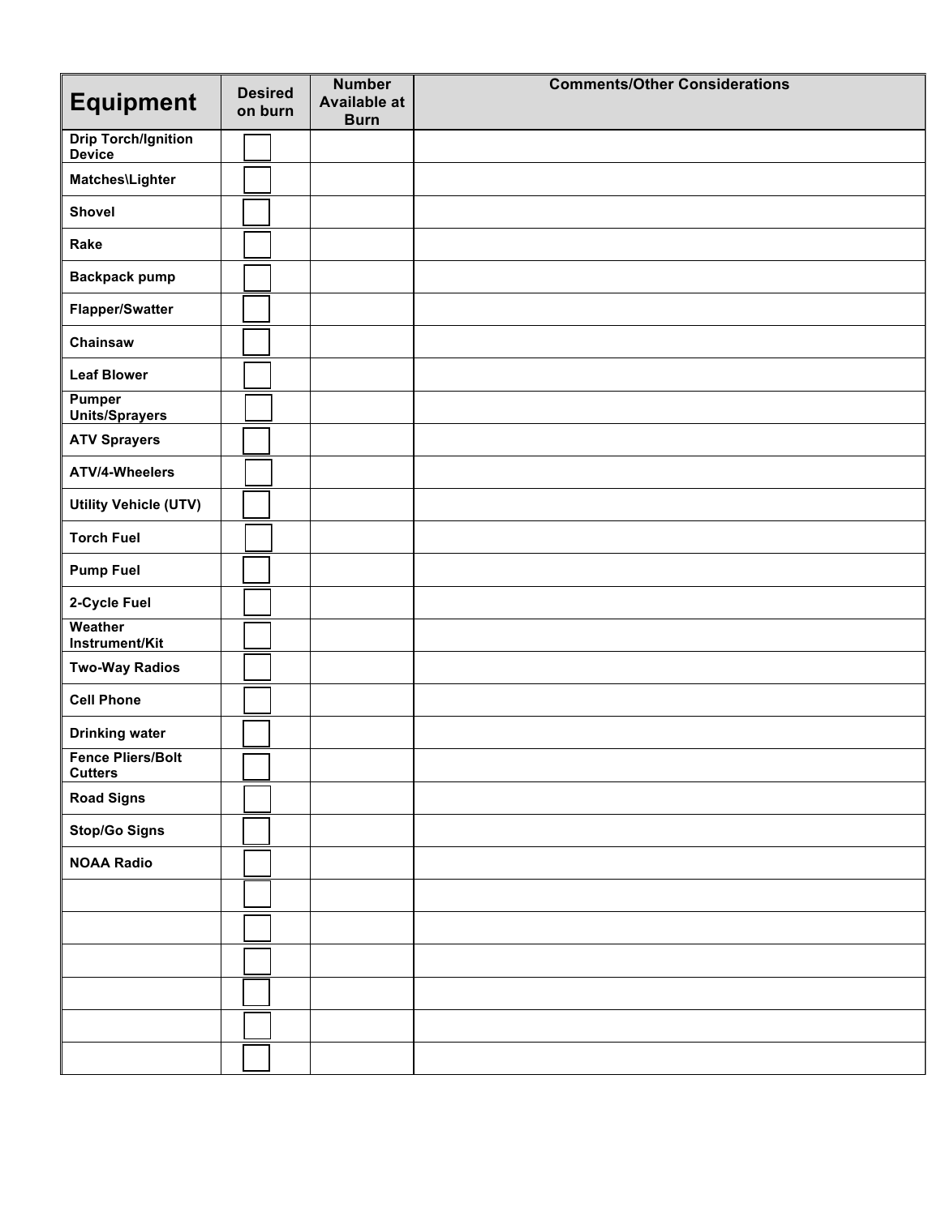| Equipment | Desired on burn | Number Available at Burn | Comments/Other Considerations |
|---|---|---|---|
| Drip Torch/Ignition Device | ☐ | | |
| Matches\Lighter | ☐ | | |
| Shovel | ☐ | | |
| Rake | ☐ | | |
| Backpack pump | ☐ | | |
| Flapper/Swatter | ☐ | | |
| Chainsaw | ☐ | | |
| Leaf Blower | ☐ | | |
| Pumper Units/Sprayers | ☐ | | |
| ATV Sprayers | ☐ | | |
| ATV/4-Wheelers | ☐ | | |
| Utility Vehicle (UTV) | ☐ | | |
| Torch Fuel | ☐ | | |
| Pump Fuel | ☐ | | |
| 2-Cycle Fuel | ☐ | | |
| Weather Instrument/Kit | ☐ | | |
| Two-Way Radios | ☐ | | |
| Cell Phone | ☐ | | |
| Drinking water | ☐ | | |
| Fence Pliers/Bolt Cutters | ☐ | | |
| Road Signs | ☐ | | |
| Stop/Go Signs | ☐ | | |
| NOAA Radio | ☐ | | |
| | ☐ | | |
| | ☐ | | |
| | ☐ | | |
| | ☐ | | |
| | ☐ | | |
| | ☐ | | |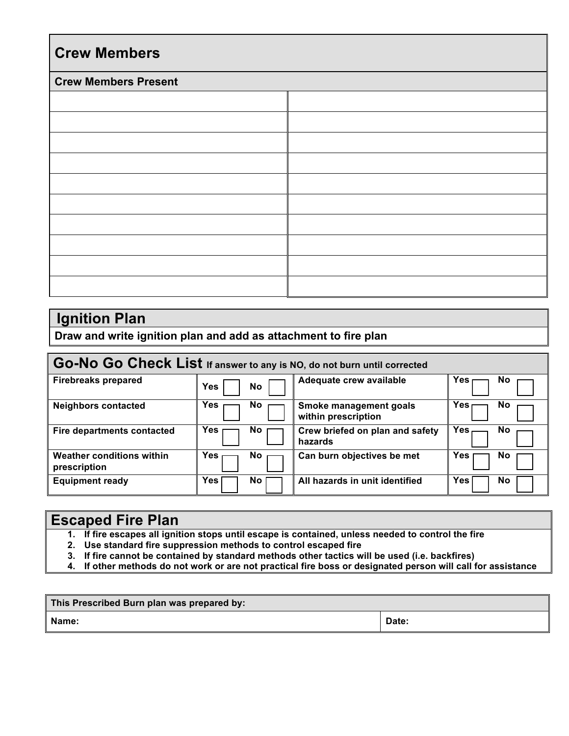## Crew Members

| Crew Members Present | |
|---|---|
| | |
| | |
| | |
| | |
| | |
| | |
| | |
| | |
| | |
| | |

## Ignition Plan

**Draw and write ignition plan and add as attachment to fire plan**

## Go-No Go Check List **If answer to any is NO, do not burn until corrected**

| | | | |
|---|---|---|---|
| **Firebreaks prepared** | **Yes** ☐ **No** ☐ | **Adequate crew available** | **Yes** ☐ **No** ☐ |
| **Neighbors contacted** | **Yes** ☐ **No** ☐ | **Smoke management goals within prescription** | **Yes** ☐ **No** ☐ |
| **Fire departments contacted** | **Yes** ☐ **No** ☐ | **Crew briefed on plan and safety hazards** | **Yes** ☐ **No** ☐ |
| **Weather conditions within prescription** | **Yes** ☐ **No** ☐ | **Can burn objectives be met** | **Yes** ☐ **No** ☐ |
| **Equipment ready** | **Yes** ☐ **No** ☐ | **All hazards in unit identified** | **Yes** ☐ **No** ☐ |

## Escaped Fire Plan

1. **If fire escapes all ignition stops until escape is contained, unless needed to control the fire**
2. **Use standard fire suppression methods to control escaped fire**
3. **If fire cannot be contained by standard methods other tactics will be used (i.e. backfires)**
4. **If other methods do not work or are not practical fire boss or designated person will call for assistance**

| This Prescribed Burn plan was prepared by: | |
|---|---|
| **Name:** | **Date:** |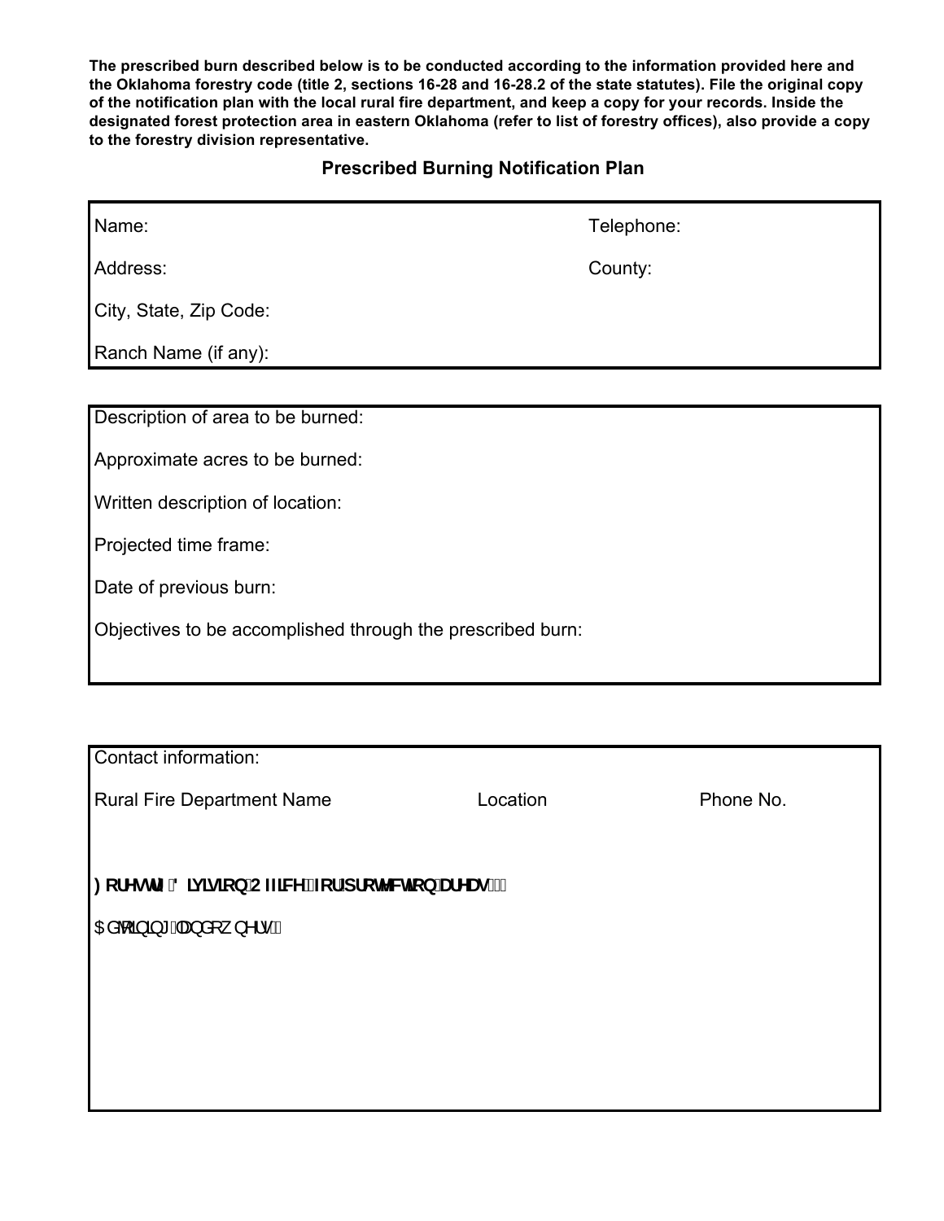**The prescribed burn described below is to be conducted according to the information provided here and the Oklahoma forestry code (title 2, sections 16-28 and 16-28.2 of the state statutes). File the original copy of the notification plan with the local rural fire department, and keep a copy for your records. Inside the designated forest protection area in eastern Oklahoma (refer to list of forestry offices), also provide a copy to the forestry division representative.**

## Prescribed Burning Notification Plan

Name:

Telephone:

Address:

County:

City, State, Zip Code:

Ranch Name (if any):

Description of area to be burned:

Approximate acres to be burned:

Written description of location:

Projected time frame:

Date of previous burn:

Objectives to be accomplished through the prescribed burn:

Contact information:

| Rural Fire Department Name | Location | Phone No. |
|---|---|---|
| | | |

Forestry Division Office (for protection areas):

Adjoining landowners: